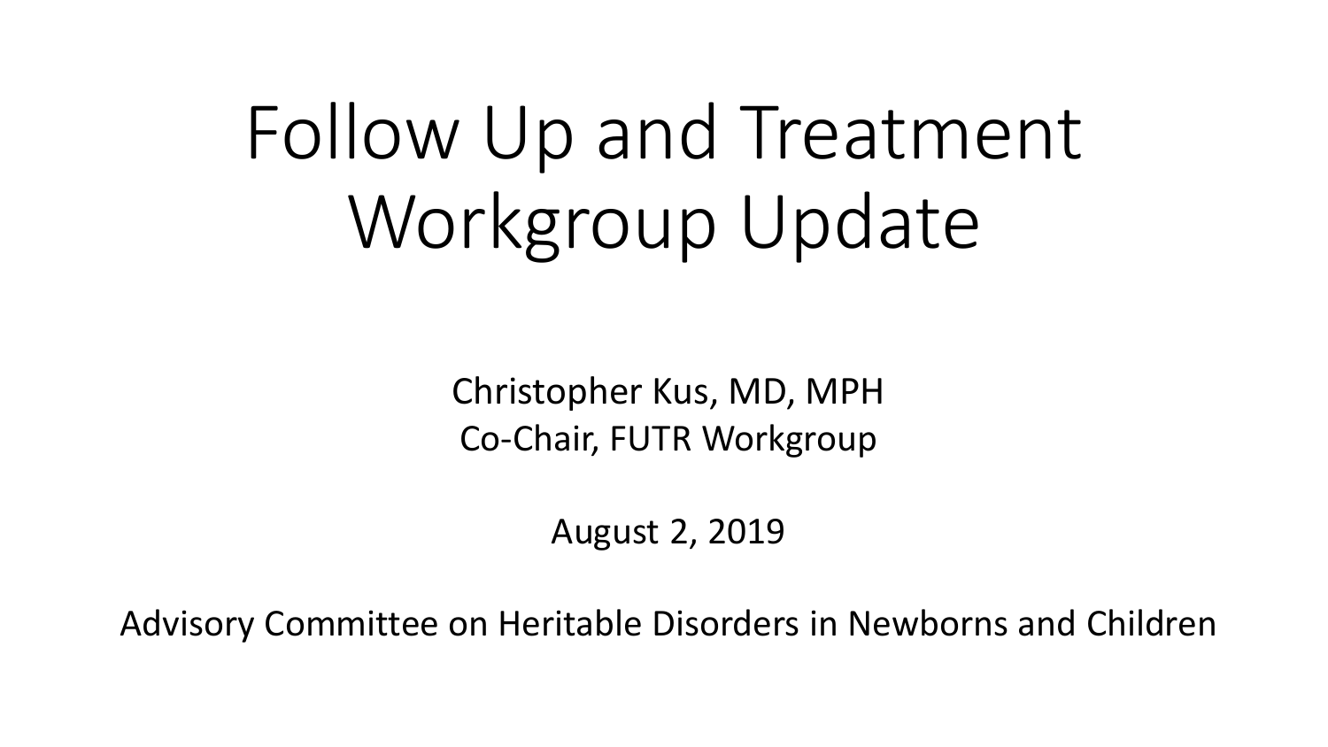# Follow Up and Treatment Workgroup Update

Christopher Kus, MD, MPH
Co-Chair, FUTR Workgroup

August 2, 2019

Advisory Committee on Heritable Disorders in Newborns and Children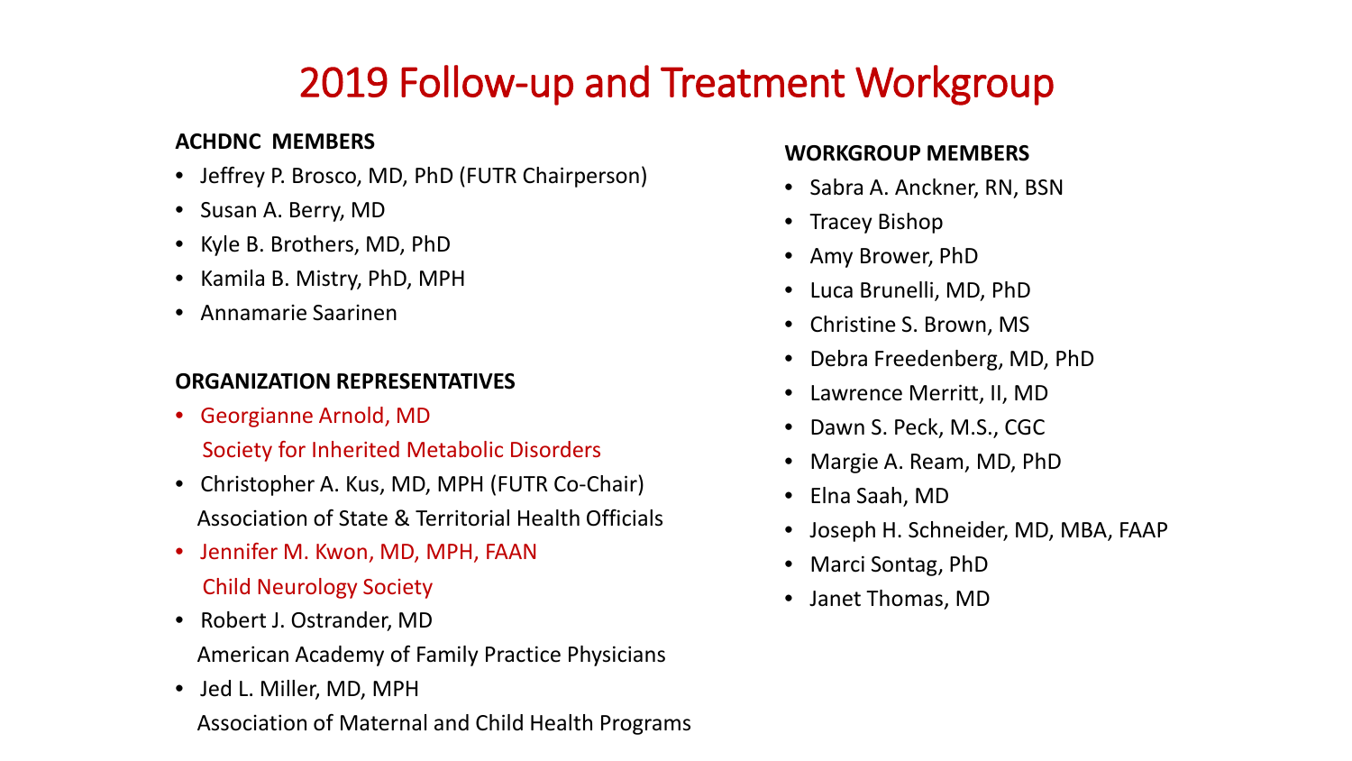# 2019 Follow-up and Treatment Workgroup

**ACHDNC MEMBERS**

- Jeffrey P. Brosco, MD, PhD (FUTR Chairperson)
- Susan A. Berry, MD
- Kyle B. Brothers, MD, PhD
- Kamila B. Mistry, PhD, MPH
- Annamarie Saarinen

**ORGANIZATION REPRESENTATIVES**

- Georgianne Arnold, MD
  Society for Inherited Metabolic Disorders
- Christopher A. Kus, MD, MPH (FUTR Co-Chair)
  Association of State & Territorial Health Officials
- Jennifer M. Kwon, MD, MPH, FAAN
  Child Neurology Society
- Robert J. Ostrander, MD
  American Academy of Family Practice Physicians
- Jed L. Miller, MD, MPH
  Association of Maternal and Child Health Programs

**WORKGROUP MEMBERS**

- Sabra A. Anckner, RN, BSN
- Tracey Bishop
- Amy Brower, PhD
- Luca Brunelli, MD, PhD
- Christine S. Brown, MS
- Debra Freedenberg, MD, PhD
- Lawrence Merritt, II, MD
- Dawn S. Peck, M.S., CGC
- Margie A. Ream, MD, PhD
- Elna Saah, MD
- Joseph H. Schneider, MD, MBA, FAAP
- Marci Sontag, PhD
- Janet Thomas, MD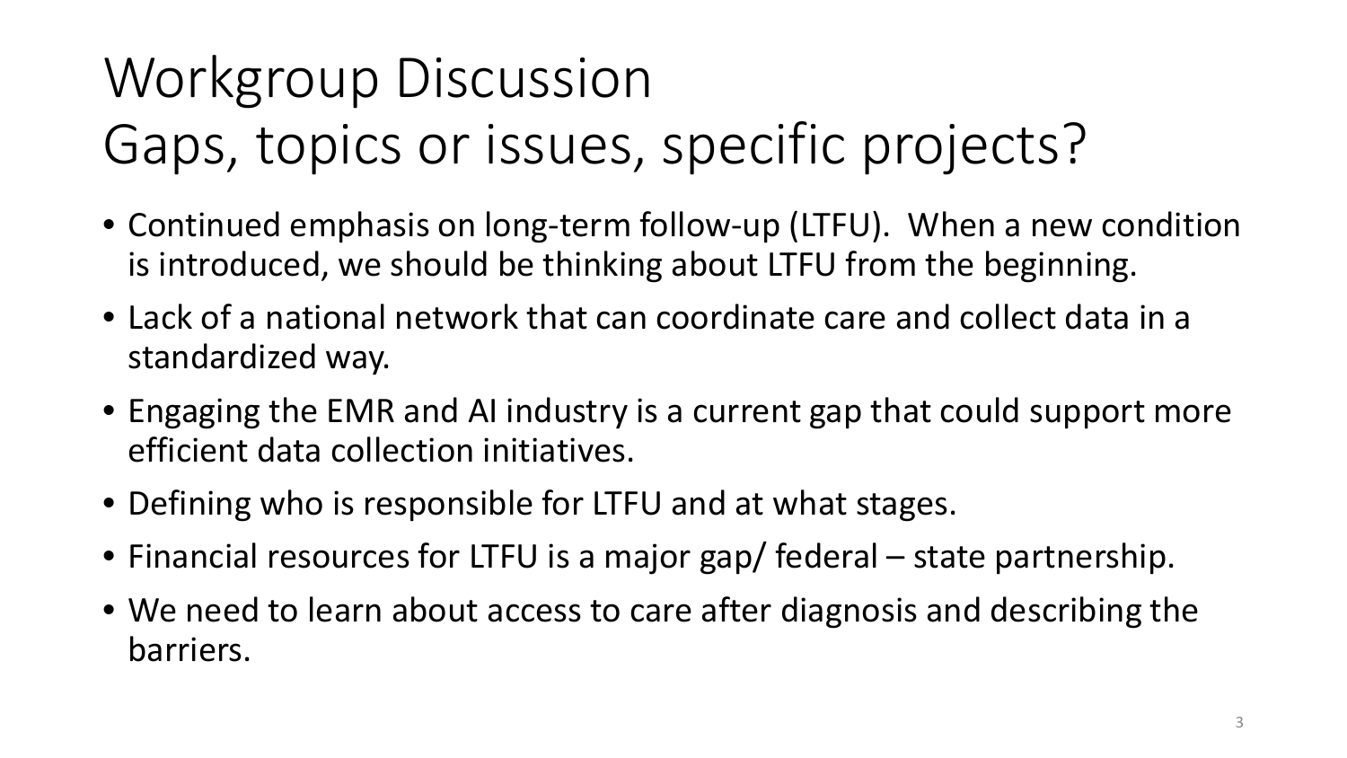# Workgroup Discussion
# Gaps, topics or issues, specific projects?

- Continued emphasis on long-term follow-up (LTFU). When a new condition is introduced, we should be thinking about LTFU from the beginning.
- Lack of a national network that can coordinate care and collect data in a standardized way.
- Engaging the EMR and AI industry is a current gap that could support more efficient data collection initiatives.
- Defining who is responsible for LTFU and at what stages.
- Financial resources for LTFU is a major gap/ federal – state partnership.
- We need to learn about access to care after diagnosis and describing the barriers.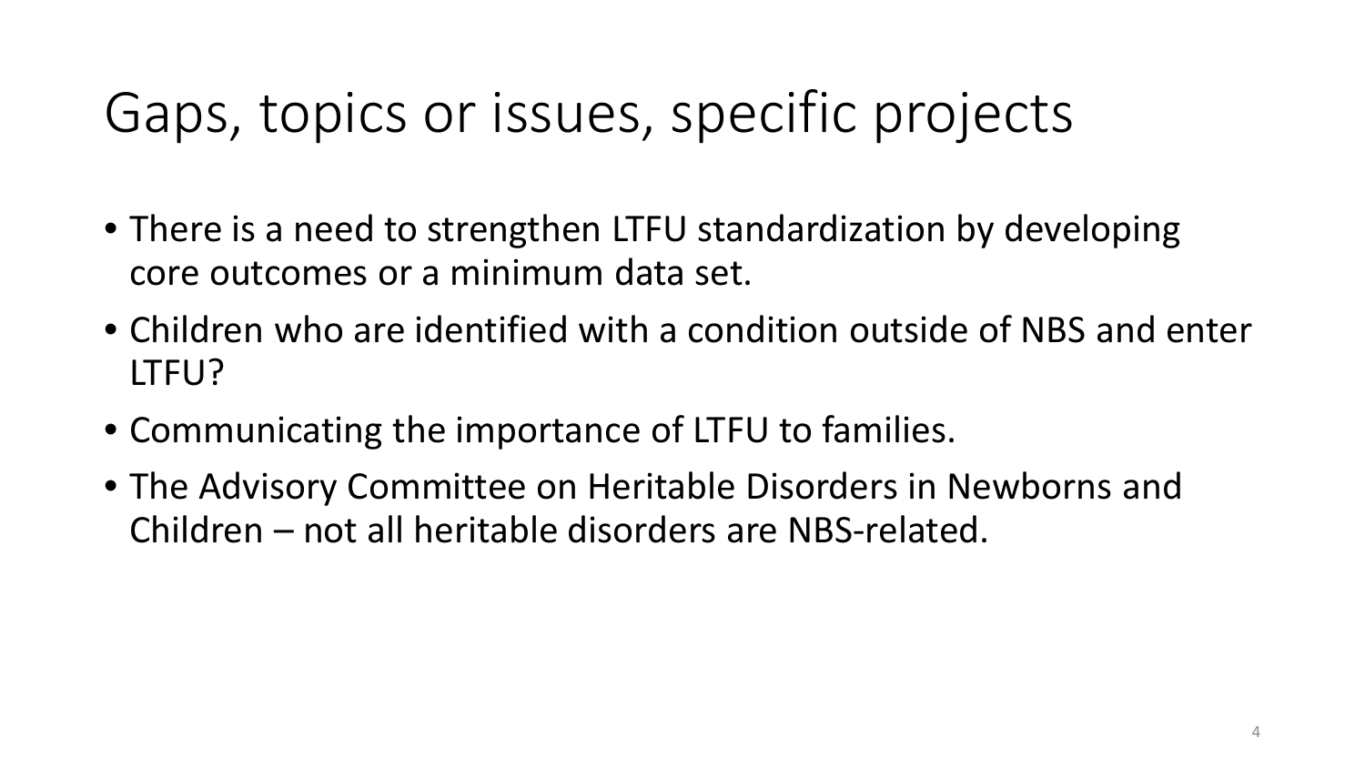# Gaps, topics or issues, specific projects

- There is a need to strengthen LTFU standardization by developing core outcomes or a minimum data set.
- Children who are identified with a condition outside of NBS and enter LTFU?
- Communicating the importance of LTFU to families.
- The Advisory Committee on Heritable Disorders in Newborns and Children – not all heritable disorders are NBS-related.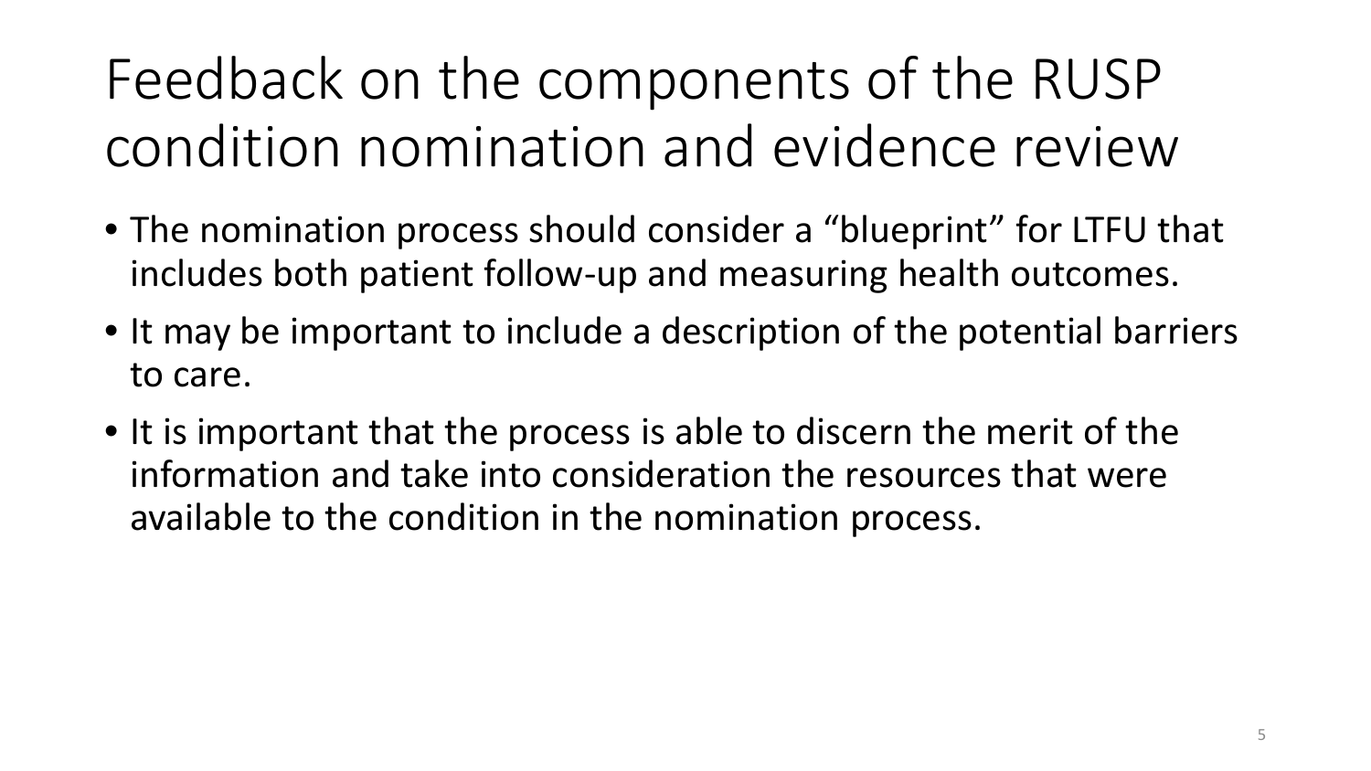# Feedback on the components of the RUSP condition nomination and evidence review

- The nomination process should consider a "blueprint" for LTFU that includes both patient follow-up and measuring health outcomes.
- It may be important to include a description of the potential barriers to care.
- It is important that the process is able to discern the merit of the information and take into consideration the resources that were available to the condition in the nomination process.